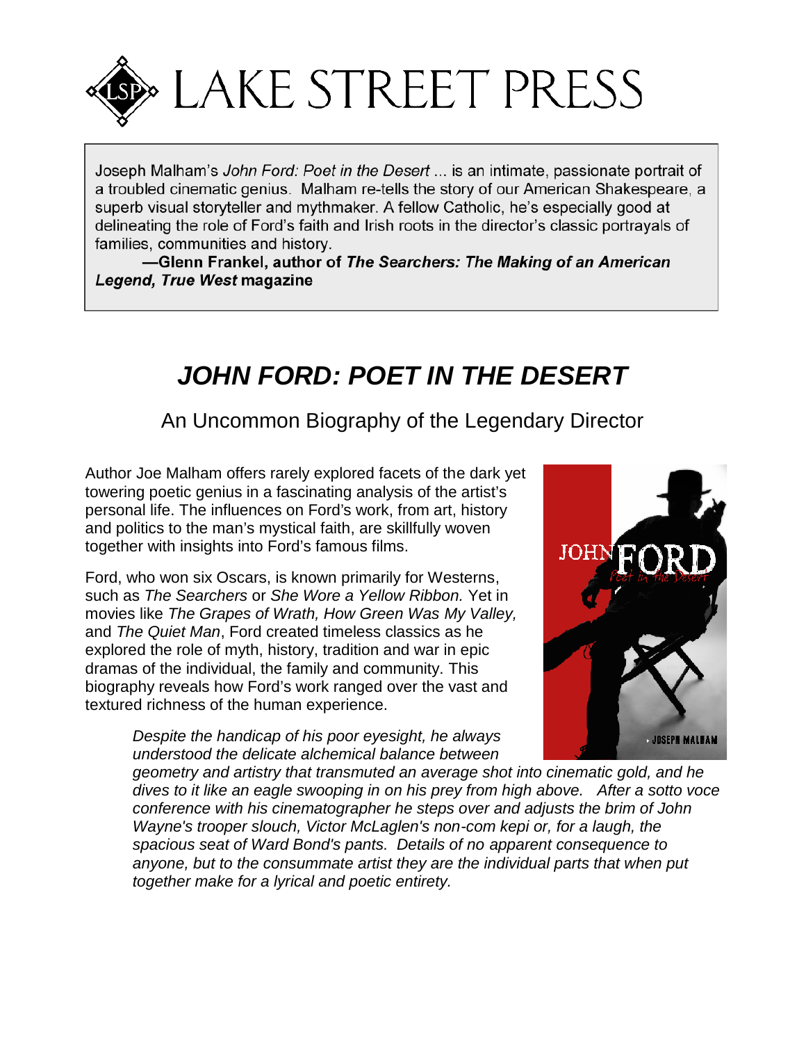# LAKE STREET PRESS

Joseph Malham's *John Ford: Poet in the Desert* ... is an intimate, passionate portrait of a troubled cinematic genius. Malham re-tells the story of our American Shakespeare, a superb visual storyteller and mythmaker. A fellow Catholic, he's especially good at delineating the role of Ford's faith and Irish roots in the director's classic portraits of families, communities and history.

**—Glenn Frankel, author of *The Searchers: The Making of an American Legend, True West* magazine**

# *JOHN FORD: POET IN THE DESERT*

## An Uncommon Biography of the Legendary Director

Author Joe Malham offers rarely explored facets of the dark yet towering poetic genius in a fascinating analysis of the artist's personal life. The influences on Ford's work, from art, history and politics to the man's mystical faith, are skillfully woven together with insights into Ford's famous films.

Ford, who won six Oscars, is known primarily for Westerns, such as *The Searchers* or *She Wore a Yellow Ribbon.* Yet in movies like *The Grapes of Wrath, How Green Was My Valley,* and *The Quiet Man*, Ford created timeless classics as he explored the role of myth, history, tradition and war in epic dramas of the individual, the family and community. This biography reveals how Ford's work ranged over the vast and textured richness of the human experience.

> *Despite the handicap of his poor eyesight, he always understood the delicate alchemical balance between geometry and artistry that transmuted an average shot into cinematic gold, and he dives to it like an eagle swooping in on his prey from high above. After a sotto voce conference with his cinematographer he steps over and adjusts the brim of John Wayne's trooper slouch, Victor McLaglen's non-com kepi or, for a laugh, the spacious seat of Ward Bond's pants. Details of no apparent consequence to anyone, but to the consummate artist they are the individual parts that when put together make for a lyrical and poetic entirety.*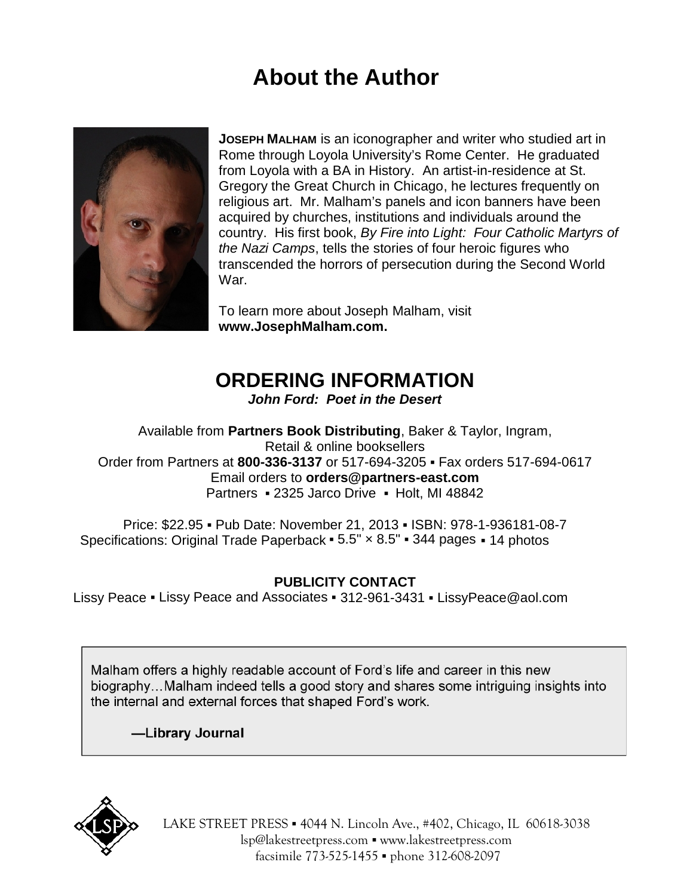# About the Author

**JOSEPH MALHAM** is an iconographer and writer who studied art in Rome through Loyola University's Rome Center. He graduated from Loyola with a BA in History. An artist-in-residence at St. Gregory the Great Church in Chicago, he lectures frequently on religious art. Mr. Malham's panels and icon banners have been acquired by churches, institutions and individuals around the country. His first book, *By Fire into Light: Four Catholic Martyrs of the Nazi Camps*, tells the stories of four heroic figures who transcended the horrors of persecution during the Second World War.

To learn more about Joseph Malham, visit **www.JosephMalham.com.**

## ORDERING INFORMATION

***John Ford: Poet in the Desert***

Available from **Partners Book Distributing**, Baker & Taylor, Ingram,
Retail & online booksellers
Order from Partners at **800-336-3137** or 517-694-3205 ▪ Fax orders 517-694-0617
Email orders to **orders@partners-east.com**
Partners ▪ 2325 Jarco Drive ▪ Holt, MI 48842

Price: $22.95 ▪ Pub Date: November 21, 2013 ▪ ISBN: 978-1-936181-08-7
Specifications: Original Trade Paperback ▪ 5.5" × 8.5" ▪ 344 pages ▪ 14 photos

**PUBLICITY CONTACT**

Lissy Peace ▪ Lissy Peace and Associates ▪ 312-961-3431 ▪ LissyPeace@aol.com

> Malham offers a highly readable account of Ford's life and career in this new biography…Malham indeed tells a good story and shares some intriguing insights into the internal and external forces that shaped Ford's work.
>
> **—Library Journal**

LAKE STREET PRESS ▪ 4044 N. Lincoln Ave., #402, Chicago, IL 60618-3038
lsp@lakestreetpress.com ▪ www.lakestreetpress.com
facsimile 773-525-1455 ▪ phone 312-608-2097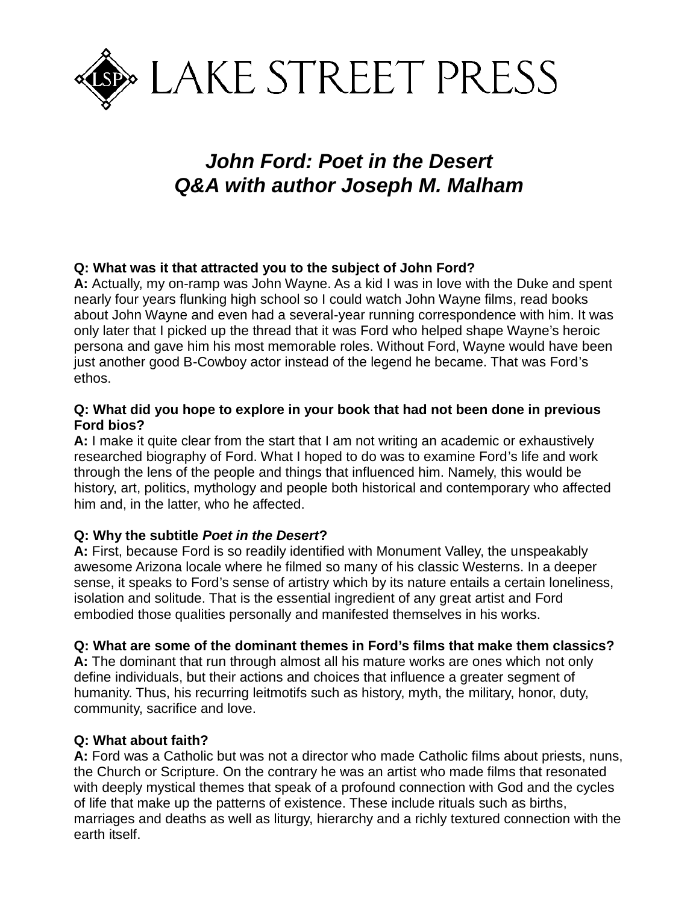# LAKE STREET PRESS

## *John Ford: Poet in the Desert* *Q&A with author Joseph M. Malham*

**Q: What was it that attracted you to the subject of John Ford?**
**A:** Actually, my on-ramp was John Wayne. As a kid I was in love with the Duke and spent nearly four years flunking high school so I could watch John Wayne films, read books about John Wayne and even had a several-year running correspondence with him. It was only later that I picked up the thread that it was Ford who helped shape Wayne's heroic persona and gave him his most memorable roles. Without Ford, Wayne would have been just another good B-Cowboy actor instead of the legend he became. That was Ford's ethos.

**Q: What did you hope to explore in your book that had not been done in previous Ford bios?**
**A:** I make it quite clear from the start that I am not writing an academic or exhaustively researched biography of Ford. What I hoped to do was to examine Ford's life and work through the lens of the people and things that influenced him. Namely, this would be history, art, politics, mythology and people both historical and contemporary who affected him and, in the latter, who he affected.

**Q: Why the subtitle *Poet in the Desert*?**
**A:** First, because Ford is so readily identified with Monument Valley, the unspeakably awesome Arizona locale where he filmed so many of his classic Westerns. In a deeper sense, it speaks to Ford's sense of artistry which by its nature entails a certain loneliness, isolation and solitude. That is the essential ingredient of any great artist and Ford embodied those qualities personally and manifested themselves in his works.

**Q: What are some of the dominant themes in Ford's films that make them classics?**
**A:** The dominant that run through almost all his mature works are ones which not only define individuals, but their actions and choices that influence a greater segment of humanity. Thus, his recurring leitmotifs such as history, myth, the military, honor, duty, community, sacrifice and love.

**Q: What about faith?**
**A:** Ford was a Catholic but was not a director who made Catholic films about priests, nuns, the Church or Scripture. On the contrary he was an artist who made films that resonated with deeply mystical themes that speak of a profound connection with God and the cycles of life that make up the patterns of existence. These include rituals such as births, marriages and deaths as well as liturgy, hierarchy and a richly textured connection with the earth itself.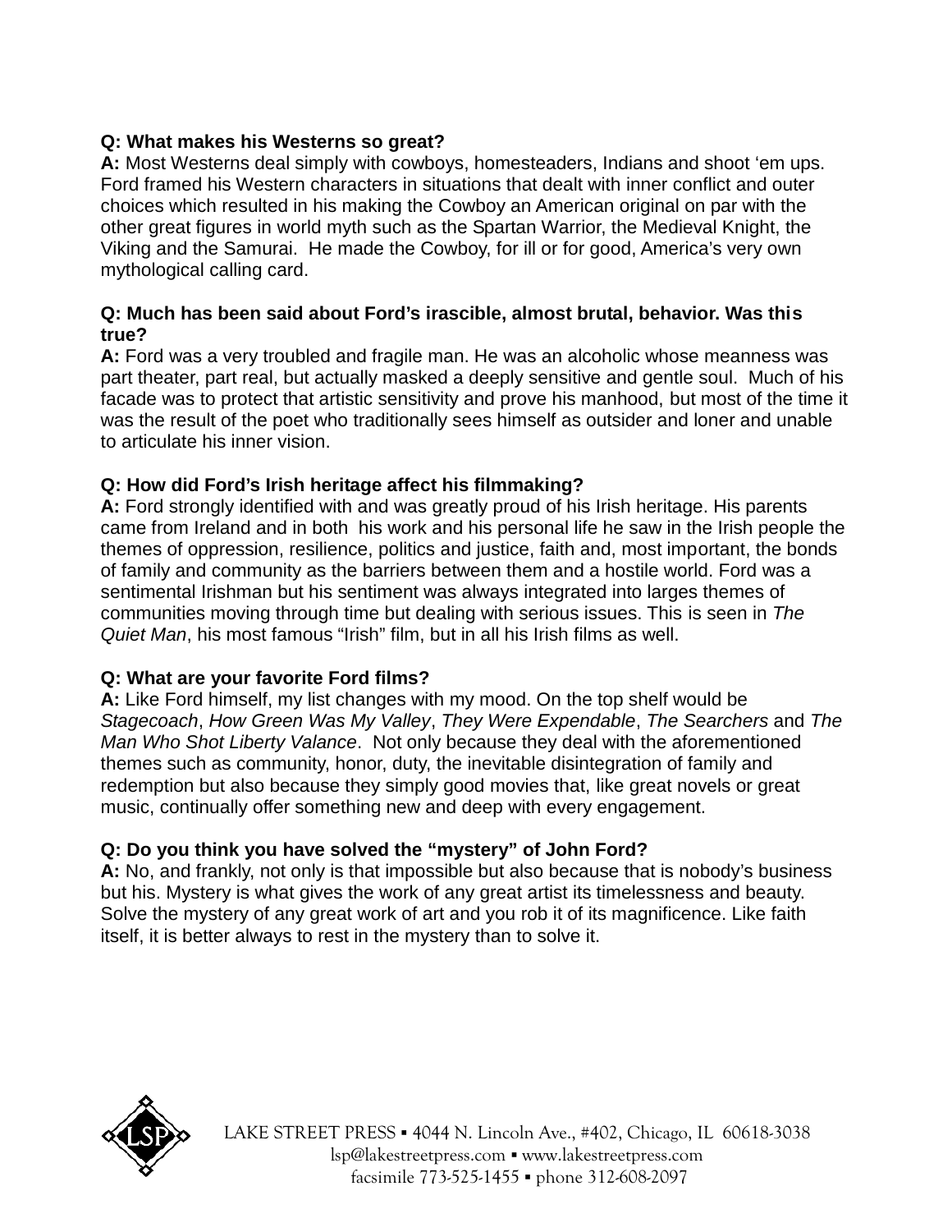**Q: What makes his Westerns so great?**
**A:** Most Westerns deal simply with cowboys, homesteaders, Indians and shoot 'em ups. Ford framed his Western characters in situations that dealt with inner conflict and outer choices which resulted in his making the Cowboy an American original on par with the other great figures in world myth such as the Spartan Warrior, the Medieval Knight, the Viking and the Samurai. He made the Cowboy, for ill or for good, America's very own mythological calling card.

**Q: Much has been said about Ford's irascible, almost brutal, behavior. Was this true?**
**A:** Ford was a very troubled and fragile man. He was an alcoholic whose meanness was part theater, part real, but actually masked a deeply sensitive and gentle soul. Much of his facade was to protect that artistic sensitivity and prove his manhood, but most of the time it was the result of the poet who traditionally sees himself as outsider and loner and unable to articulate his inner vision.

**Q: How did Ford's Irish heritage affect his filmmaking?**
**A:** Ford strongly identified with and was greatly proud of his Irish heritage. His parents came from Ireland and in both his work and his personal life he saw in the Irish people the themes of oppression, resilience, politics and justice, faith and, most important, the bonds of family and community as the barriers between them and a hostile world. Ford was a sentimental Irishman but his sentiment was always integrated into larges themes of communities moving through time but dealing with serious issues. This is seen in *The Quiet Man*, his most famous "Irish" film, but in all his Irish films as well.

**Q: What are your favorite Ford films?**
**A:** Like Ford himself, my list changes with my mood. On the top shelf would be *Stagecoach*, *How Green Was My Valley*, *They Were Expendable*, *The Searchers* and *The Man Who Shot Liberty Valance*. Not only because they deal with the aforementioned themes such as community, honor, duty, the inevitable disintegration of family and redemption but also because they simply good movies that, like great novels or great music, continually offer something new and deep with every engagement.

**Q: Do you think you have solved the "mystery" of John Ford?**
**A:** No, and frankly, not only is that impossible but also because that is nobody's business but his. Mystery is what gives the work of any great artist its timelessness and beauty. Solve the mystery of any great work of art and you rob it of its magnificence. Like faith itself, it is better always to rest in the mystery than to solve it.

LAKE STREET PRESS ▪ 4044 N. Lincoln Ave., #402, Chicago, IL 60618-3038
lsp@lakestreetpress.com ▪ www.lakestreetpress.com
facsimile 773-525-1455 ▪ phone 312-608-2097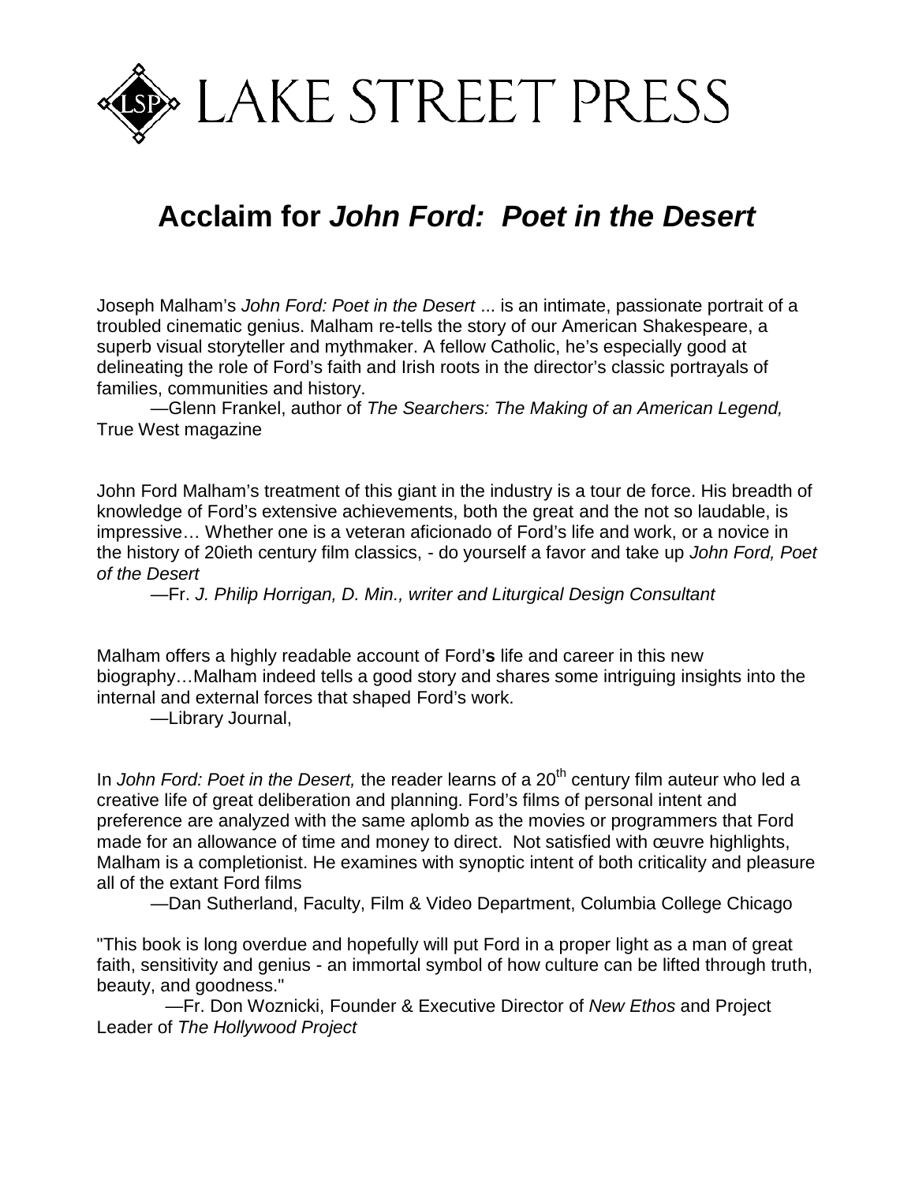LAKE STREET PRESS

# Acclaim for *John Ford: Poet in the Desert*

Joseph Malham's *John Ford: Poet in the Desert* ... is an intimate, passionate portrait of a troubled cinematic genius. Malham re-tells the story of our American Shakespeare, a superb visual storyteller and mythmaker. A fellow Catholic, he's especially good at delineating the role of Ford's faith and Irish roots in the director's classic portrayals of families, communities and history.

—Glenn Frankel, author of *The Searchers: The Making of an American Legend,* True West magazine

John Ford Malham's treatment of this giant in the industry is a tour de force. His breadth of knowledge of Ford's extensive achievements, both the great and the not so laudable, is impressive… Whether one is a veteran aficionado of Ford's life and work, or a novice in the history of 20ieth century film classics, - do yourself a favor and take up *John Ford, Poet of the Desert*

—Fr. *J. Philip Horrigan, D. Min., writer and Liturgical Design Consultant*

Malham offers a highly readable account of Ford'**s** life and career in this new biography…Malham indeed tells a good story and shares some intriguing insights into the internal and external forces that shaped Ford's work.

—Library Journal,

In *John Ford: Poet in the Desert,* the reader learns of a 20th century film auteur who led a creative life of great deliberation and planning. Ford's films of personal intent and preference are analyzed with the same aplomb as the movies or programmers that Ford made for an allowance of time and money to direct. Not satisfied with œuvre highlights, Malham is a completionist. He examines with synoptic intent of both criticality and pleasure all of the extant Ford films

—Dan Sutherland, Faculty, Film & Video Department, Columbia College Chicago

"This book is long overdue and hopefully will put Ford in a proper light as a man of great faith, sensitivity and genius - an immortal symbol of how culture can be lifted through truth, beauty, and goodness."

—Fr. Don Woznicki, Founder & Executive Director of *New Ethos* and Project Leader of *The Hollywood Project*